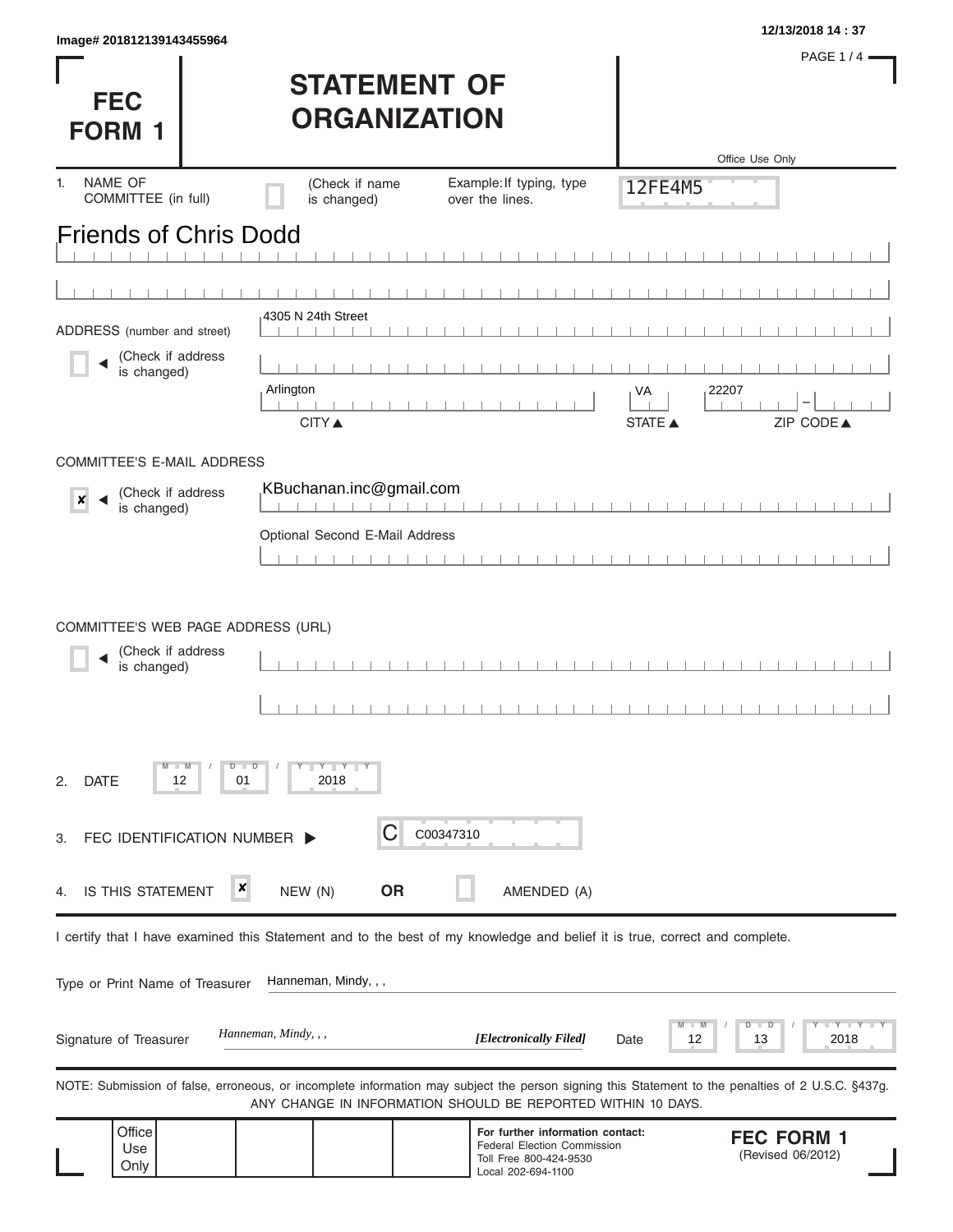Image# 201812139143455964

12/13/2018 14 : 37

# FEC FORM 1

# STATEMENT OF ORGANIZATION

Office Use Only

12FE4M5

1. NAME OF COMMITTEE (in full) ☐ (Check if name is changed) Example: If typing, type over the lines.

Friends of Chris Dodd

ADDRESS (number and street) ☐ (Check if address is changed)

4305 N 24th Street

Arlington | VA | 22207

CITY ▲ STATE ▲ ZIP CODE ▲

COMMITTEE'S E-MAIL ADDRESS

☒ (Check if address is changed)

KBuchanan.inc@gmail.com

Optional Second E-Mail Address

COMMITTEE'S WEB PAGE ADDRESS (URL)

☐ (Check if address is changed)

2. DATE 12 / 01 / 2018

3. FEC IDENTIFICATION NUMBER ▶ C C00347310

4. IS THIS STATEMENT ☒ NEW (N) **OR** ☐ AMENDED (A)

I certify that I have examined this Statement and to the best of my knowledge and belief it is true, correct and complete.

Type or Print Name of Treasurer Hanneman, Mindy, , ,

Signature of Treasurer *Hanneman, Mindy, , ,* ***[Electronically Filed]*** Date 12 / 13 / 2018

NOTE: Submission of false, erroneous, or incomplete information may subject the person signing this Statement to the penalties of 2 U.S.C. §437g.
ANY CHANGE IN INFORMATION SHOULD BE REPORTED WITHIN 10 DAYS.

Office Use Only

**For further information contact:**
Federal Election Commission
Toll Free 800-424-9530
Local 202-694-1100

**FEC FORM 1**
(Revised 06/2012)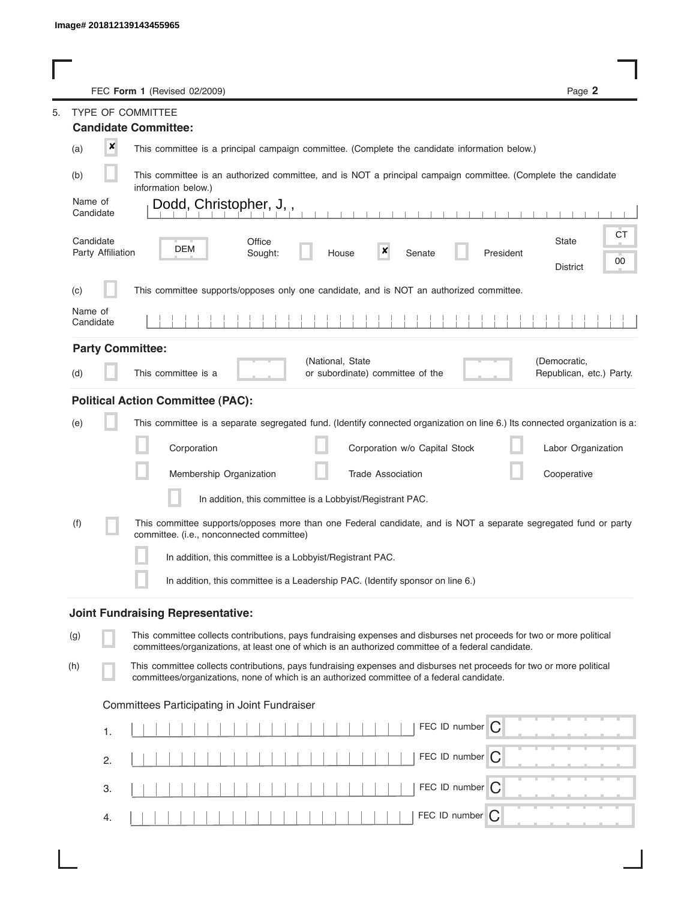Image# 201812139143455965

FEC **Form 1** (Revised 02/2009)

5. TYPE OF COMMITTEE

### Candidate Committee:

(a) [x] This committee is a principal campaign committee. (Complete the candidate information below.)

(b) [ ] This committee is an authorized committee, and is NOT a principal campaign committee. (Complete the candidate information below.)

Name of Candidate: Dodd, Christopher, J, ,

Candidate Party Affiliation: DEM

Office Sought: [ ] House [x] Senate [ ] President

State: CT

District: 00

(c) [ ] This committee supports/opposes only one candidate, and is NOT an authorized committee.

Name of Candidate:

### Party Committee:

(d) [ ] This committee is a ______ (National, State or subordinate) committee of the ______ (Democratic, Republican, etc.) Party.

### Political Action Committee (PAC):

(e) [ ] This committee is a separate segregated fund. (Identify connected organization on line 6.) Its connected organization is a:

[ ] Corporation [ ] Corporation w/o Capital Stock [ ] Labor Organization

[ ] Membership Organization [ ] Trade Association [ ] Cooperative

[ ] In addition, this committee is a Lobbyist/Registrant PAC.

(f) [ ] This committee supports/opposes more than one Federal candidate, and is NOT a separate segregated fund or party committee. (i.e., nonconnected committee)

[ ] In addition, this committee is a Lobbyist/Registrant PAC.

[ ] In addition, this committee is a Leadership PAC. (Identify sponsor on line 6.)

### Joint Fundraising Representative:

(g) [ ] This committee collects contributions, pays fundraising expenses and disburses net proceeds for two or more political committees/organizations, at least one of which is an authorized committee of a federal candidate.

(h) [ ] This committee collects contributions, pays fundraising expenses and disburses net proceeds for two or more political committees/organizations, none of which is an authorized committee of a federal candidate.

Committees Participating in Joint Fundraiser

1. ______ FEC ID number C

2. ______ FEC ID number C

3. ______ FEC ID number C

4. ______ FEC ID number C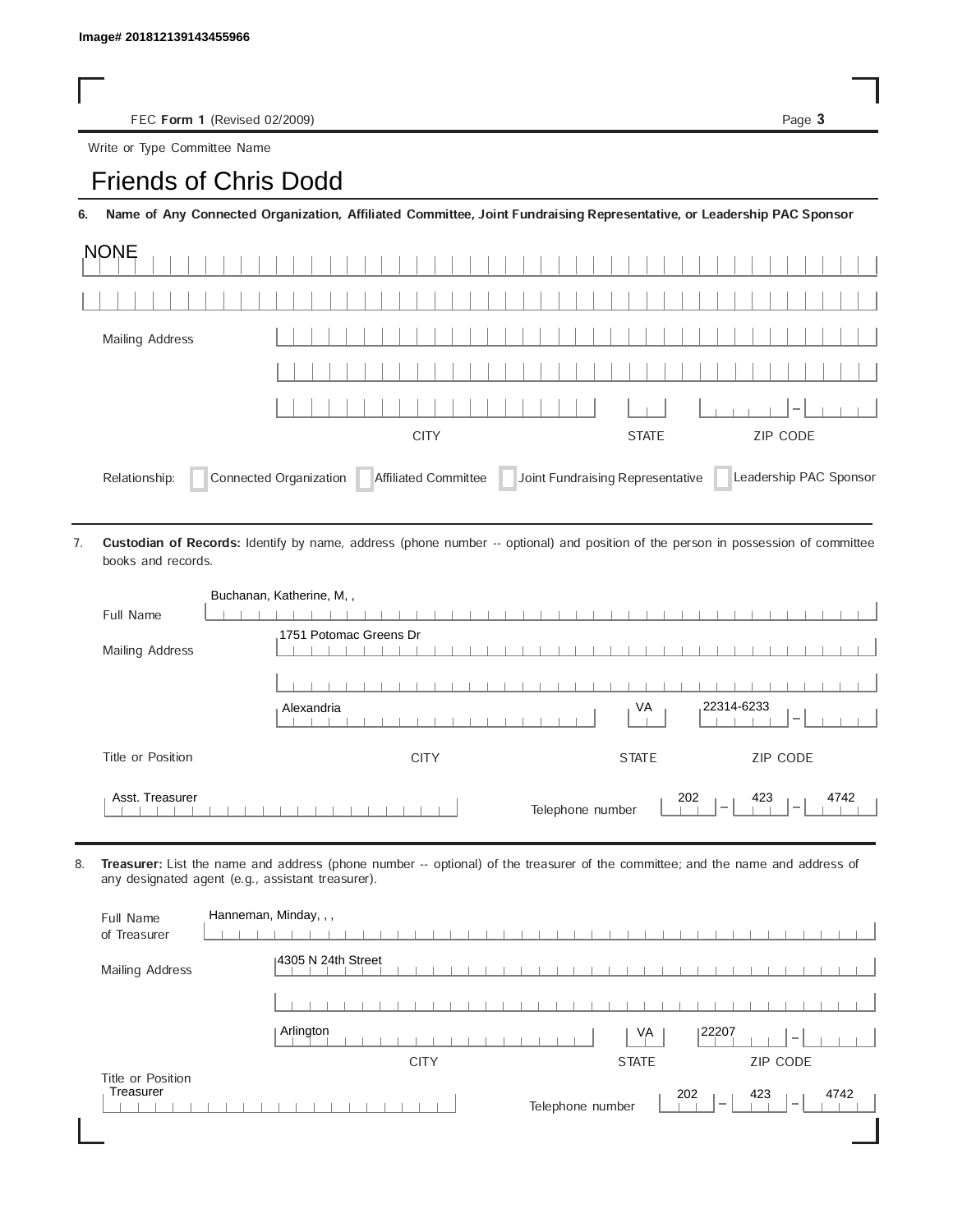Image# 201812139143455966

FEC **Form 1** (Revised 02/2009)

Write or Type Committee Name

# Friends of Chris Dodd

**6. Name of Any Connected Organization, Affiliated Committee, Joint Fundraising Representative, or Leadership PAC Sponsor**

NONE

Mailing Address

CITY | STATE | ZIP CODE

Relationship: ☐ Connected Organization ☐ Affiliated Committee ☐ Joint Fundraising Representative ☐ Leadership PAC Sponsor

7. **Custodian of Records:** Identify by name, address (phone number -- optional) and position of the person in possession of committee books and records.

Full Name: Buchanan, Katherine, M, ,

Mailing Address: 1751 Potomac Greens Dr

| CITY | STATE | ZIP CODE |
|---|---|---|
| Alexandria | VA | 22314-6233 |

Title or Position: Asst. Treasurer

Telephone number: 202 – 423 – 4742

8. **Treasurer:** List the name and address (phone number -- optional) of the treasurer of the committee; and the name and address of any designated agent (e.g., assistant treasurer).

Full Name of Treasurer: Hanneman, Minday, , ,

Mailing Address: 4305 N 24th Street

| CITY | STATE | ZIP CODE |
|---|---|---|
| Arlington | VA | 22207 |

Title or Position: Treasurer

Telephone number: 202 – 423 – 4742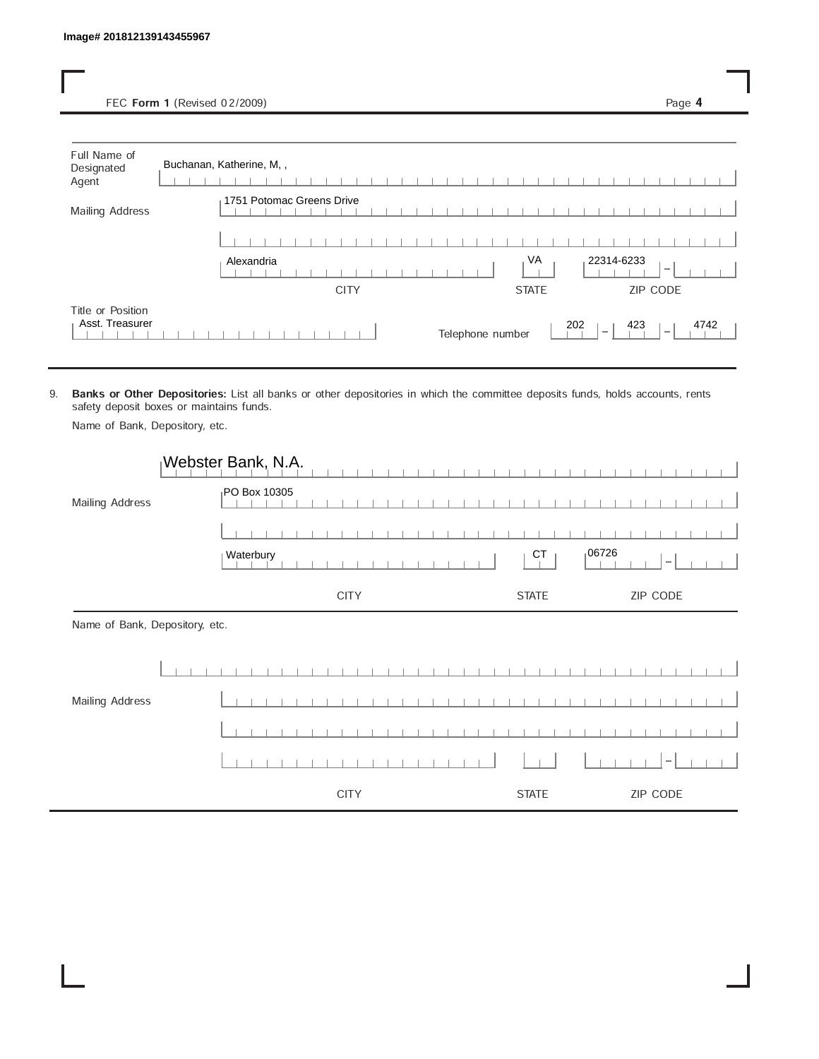Image# 201812139143455967

FEC **Form 1** (Revised 02/2009)

Full Name of Designated Agent: Buchanan, Katherine, M, ,

Mailing Address: 1751 Potomac Greens Drive

| CITY | STATE | ZIP CODE |
|---|---|---|
| Alexandria | VA | 22314-6233 |

Title or Position: Asst. Treasurer

Telephone number: 202 - 423 - 4742

9. **Banks or Other Depositories:** List all banks or other depositories in which the committee deposits funds, holds accounts, rents safety deposit boxes or maintains funds.

Name of Bank, Depository, etc.

Webster Bank, N.A.

Mailing Address: PO Box 10305

| CITY | STATE | ZIP CODE |
|---|---|---|
| Waterbury | CT | 06726 |

Name of Bank, Depository, etc.

Mailing Address

| CITY | STATE | ZIP CODE |
|---|---|---|
| | | |